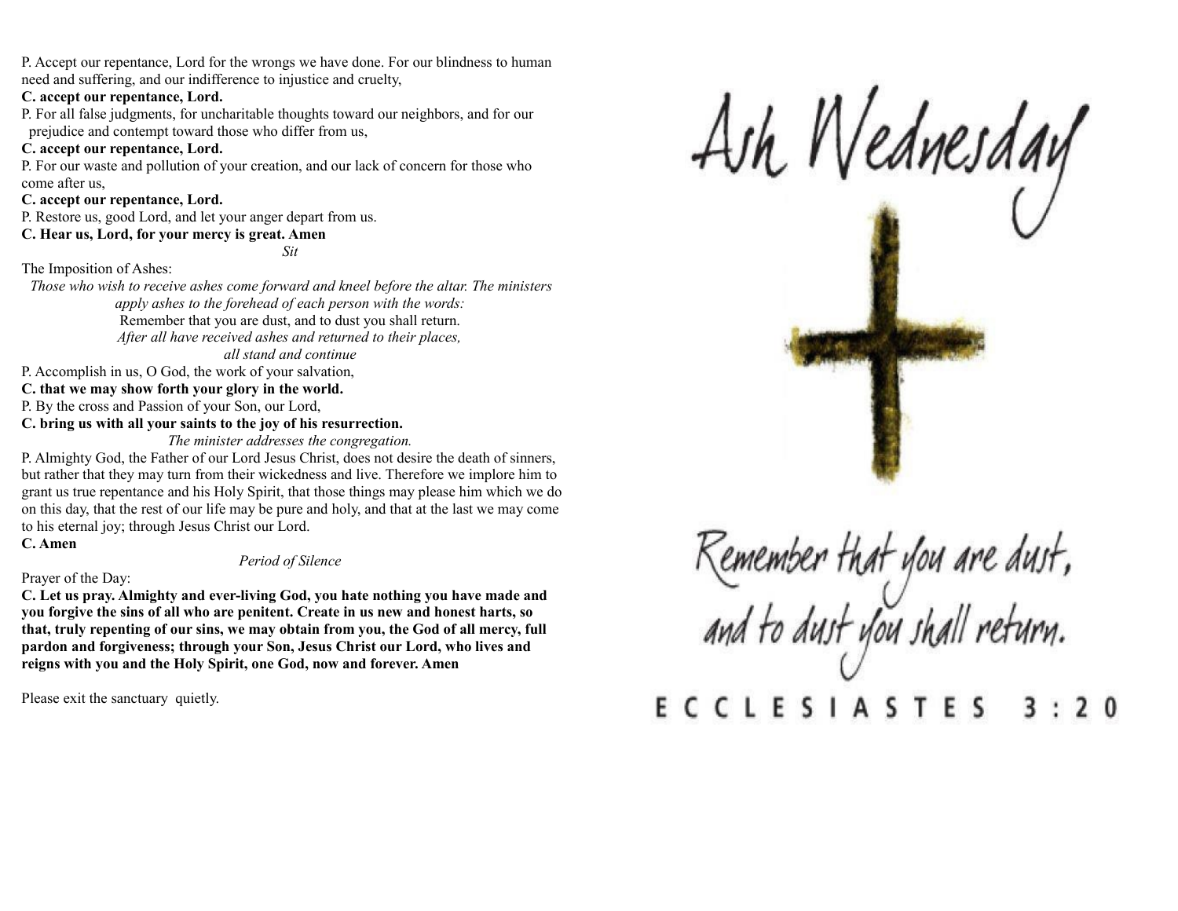P. Accept our repentance, Lord for the wrongs we have done. For our blindness to human need and suffering, and our indifference to injustice and cruelty,

**C. accept our repentance, Lord.**

P. For all false judgments, for uncharitable thoughts toward our neighbors, and for our prejudice and contempt toward those who differ from us,

**C. accept our repentance, Lord.**

P. For our waste and pollution of your creation, and our lack of concern for those who come after us,

**C. accept our repentance, Lord.**

P. Restore us, good Lord, and let your anger depart from us.

**C. Hear us, Lord, for your mercy is great. Amen**

*Sit*

The Imposition of Ashes:

*Those who wish to receive ashes come forward and kneel before the altar. The ministers apply ashes to the forehead of each person with the words:*

Remember that you are dust, and to dust you shall return.

*After all have received ashes and returned to their places, all stand and continue*

P. Accomplish in us, O God, the work of your salvation,

**C. that we may show forth your glory in the world.**

P. By the cross and Passion of your Son, our Lord,

**C. bring us with all your saints to the joy of his resurrection.**

*The minister addresses the congregation.*

P. Almighty God, the Father of our Lord Jesus Christ, does not desire the death of sinners, but rather that they may turn from their wickedness and live. Therefore we implore him to grant us true repentance and his Holy Spirit, that those things may please him which we do on this day, that the rest of our life may be pure and holy, and that at the last we may come to his eternal joy; through Jesus Christ our Lord.

**C. Amen**

*Period of Silence*

Prayer of the Day:

**C. Let us pray. Almighty and ever-living God, you hate nothing you have made and you forgive the sins of all who are penitent. Create in us new and honest harts, so that, truly repenting of our sins, we may obtain from you, the God of all mercy, full pardon and forgiveness; through your Son, Jesus Christ our Lord, who lives and reigns with you and the Holy Spirit, one God, now and forever. Amen**

Please exit the sanctuary quietly.

# Ash Wednesday

Remember that you are dust, and to dust you shall return.

ECCLESIASTES 3:20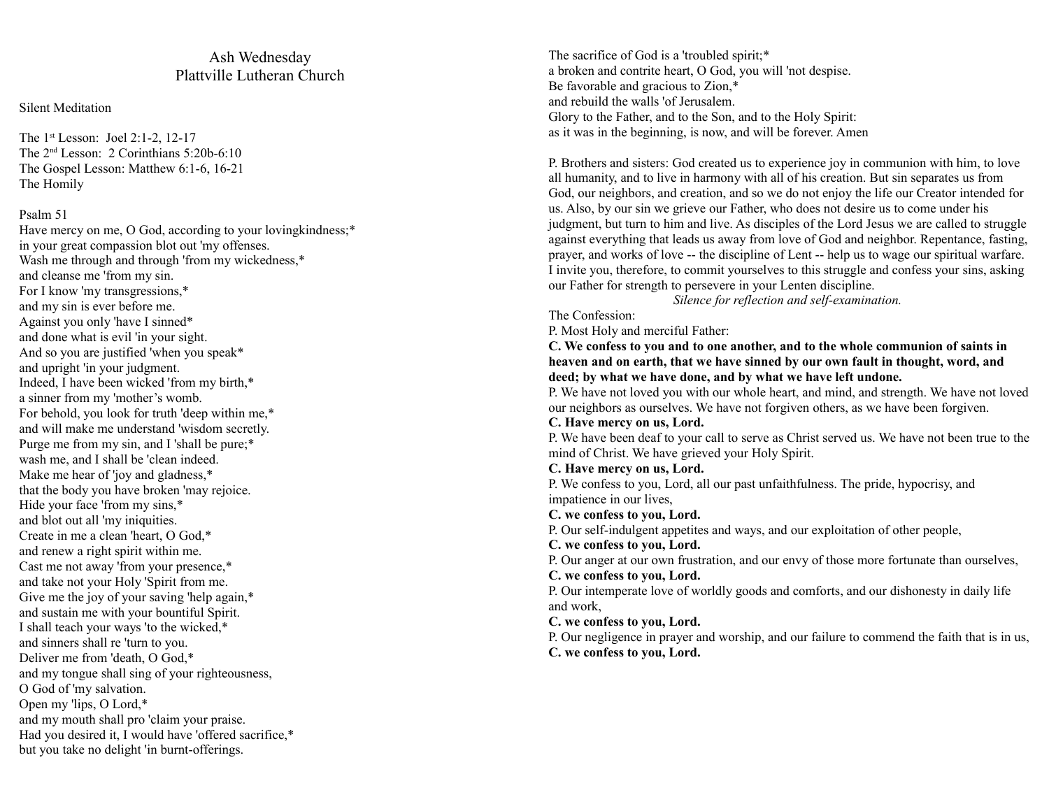# Ash Wednesday
## Plattville Lutheran Church

Silent Meditation

The 1st Lesson: Joel 2:1-2, 12-17
The 2nd Lesson: 2 Corinthians 5:20b-6:10
The Gospel Lesson: Matthew 6:1-6, 16-21
The Homily

Psalm 51
Have mercy on me, O God, according to your lovingkindness;*
in your great compassion blot out 'my offenses.
Wash me through and through 'from my wickedness,*
and cleanse me 'from my sin.
For I know 'my transgressions,*
and my sin is ever before me.
Against you only 'have I sinned*
and done what is evil 'in your sight.
And so you are justified 'when you speak*
and upright 'in your judgment.
Indeed, I have been wicked 'from my birth,*
a sinner from my 'mother's womb.
For behold, you look for truth 'deep within me,*
and will make me understand 'wisdom secretly.
Purge me from my sin, and I 'shall be pure;*
wash me, and I shall be 'clean indeed.
Make me hear of 'joy and gladness,*
that the body you have broken 'may rejoice.
Hide your face 'from my sins,*
and blot out all 'my iniquities.
Create in me a clean 'heart, O God,*
and renew a right spirit within me.
Cast me not away 'from your presence,*
and take not your Holy 'Spirit from me.
Give me the joy of your saving 'help again,*
and sustain me with your bountiful Spirit.
I shall teach your ways 'to the wicked,*
and sinners shall re 'turn to you.
Deliver me from 'death, O God,*
and my tongue shall sing of your righteousness,
O God of 'my salvation.
Open my 'lips, O Lord,*
and my mouth shall pro 'claim your praise.
Had you desired it, I would have 'offered sacrifice,*
but you take no delight 'in burnt-offerings.
The sacrifice of God is a 'troubled spirit;*
a broken and contrite heart, O God, you will 'not despise.
Be favorable and gracious to Zion,*
and rebuild the walls 'of Jerusalem.
Glory to the Father, and to the Son, and to the Holy Spirit:
as it was in the beginning, is now, and will be forever. Amen

P. Brothers and sisters: God created us to experience joy in communion with him, to love all humanity, and to live in harmony with all of his creation. But sin separates us from God, our neighbors, and creation, and so we do not enjoy the life our Creator intended for us. Also, by our sin we grieve our Father, who does not desire us to come under his judgment, but turn to him and live. As disciples of the Lord Jesus we are called to struggle against everything that leads us away from love of God and neighbor. Repentance, fasting, prayer, and works of love -- the discipline of Lent -- help us to wage our spiritual warfare. I invite you, therefore, to commit yourselves to this struggle and confess your sins, asking our Father for strength to persevere in your Lenten discipline.

*Silence for reflection and self-examination.*

The Confession:
P. Most Holy and merciful Father:
**C. We confess to you and to one another, and to the whole communion of saints in heaven and on earth, that we have sinned by our own fault in thought, word, and deed; by what we have done, and by what we have left undone.**
P. We have not loved you with our whole heart, and mind, and strength. We have not loved our neighbors as ourselves. We have not forgiven others, as we have been forgiven.
**C. Have mercy on us, Lord.**
P. We have been deaf to your call to serve as Christ served us. We have not been true to the mind of Christ. We have grieved your Holy Spirit.
**C. Have mercy on us, Lord.**
P. We confess to you, Lord, all our past unfaithfulness. The pride, hypocrisy, and impatience in our lives,
**C. we confess to you, Lord.**
P. Our self-indulgent appetites and ways, and our exploitation of other people,
**C. we confess to you, Lord.**
P. Our anger at our own frustration, and our envy of those more fortunate than ourselves,
**C. we confess to you, Lord.**
P. Our intemperate love of worldly goods and comforts, and our dishonesty in daily life and work,
**C. we confess to you, Lord.**
P. Our negligence in prayer and worship, and our failure to commend the faith that is in us,
**C. we confess to you, Lord.**